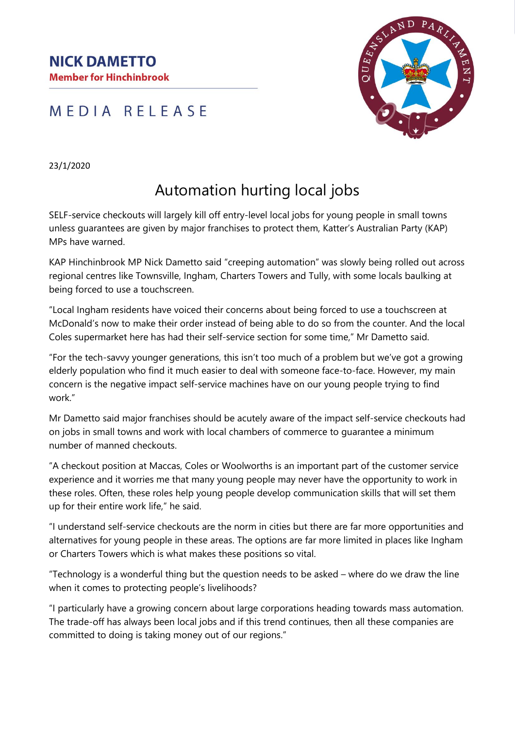**NICK DAMETTO**
**Member for Hinchinbrook**

MEDIA RELEASE

23/1/2020

# Automation hurting local jobs

SELF-service checkouts will largely kill off entry-level local jobs for young people in small towns unless guarantees are given by major franchises to protect them, Katter's Australian Party (KAP) MPs have warned.

KAP Hinchinbrook MP Nick Dametto said "creeping automation" was slowly being rolled out across regional centres like Townsville, Ingham, Charters Towers and Tully, with some locals baulking at being forced to use a touchscreen.

"Local Ingham residents have voiced their concerns about being forced to use a touchscreen at McDonald's now to make their order instead of being able to do so from the counter. And the local Coles supermarket here has had their self-service section for some time," Mr Dametto said.

"For the tech-savvy younger generations, this isn't too much of a problem but we've got a growing elderly population who find it much easier to deal with someone face-to-face. However, my main concern is the negative impact self-service machines have on our young people trying to find work."

Mr Dametto said major franchises should be acutely aware of the impact self-service checkouts had on jobs in small towns and work with local chambers of commerce to guarantee a minimum number of manned checkouts.

"A checkout position at Maccas, Coles or Woolworths is an important part of the customer service experience and it worries me that many young people may never have the opportunity to work in these roles. Often, these roles help young people develop communication skills that will set them up for their entire work life," he said.

"I understand self-service checkouts are the norm in cities but there are far more opportunities and alternatives for young people in these areas. The options are far more limited in places like Ingham or Charters Towers which is what makes these positions so vital.

"Technology is a wonderful thing but the question needs to be asked – where do we draw the line when it comes to protecting people's livelihoods?

"I particularly have a growing concern about large corporations heading towards mass automation. The trade-off has always been local jobs and if this trend continues, then all these companies are committed to doing is taking money out of our regions."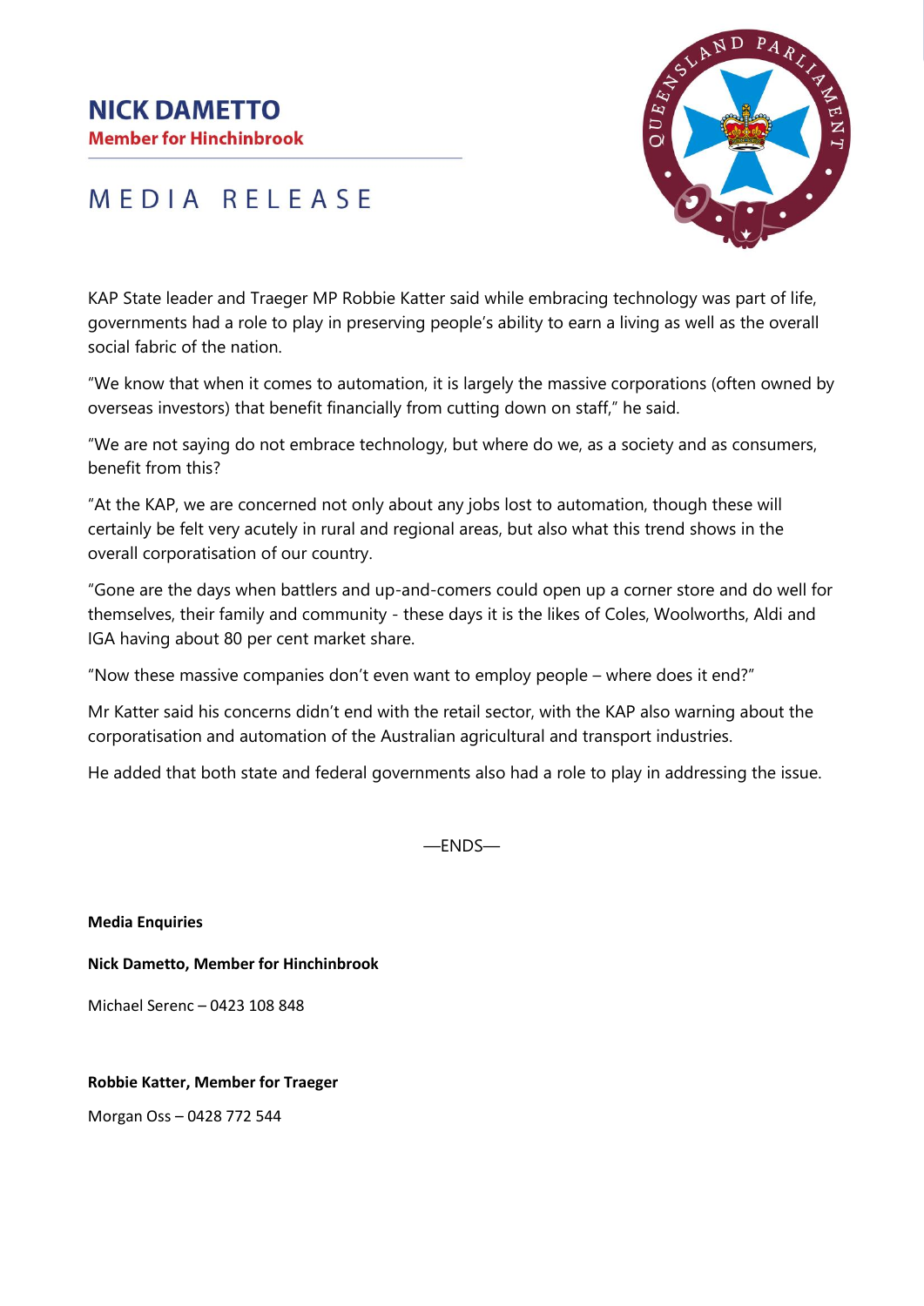**NICK DAMETTO**
**Member for Hinchinbrook**

# MEDIA RELEASE

KAP State leader and Traeger MP Robbie Katter said while embracing technology was part of life, governments had a role to play in preserving people's ability to earn a living as well as the overall social fabric of the nation.

"We know that when it comes to automation, it is largely the massive corporations (often owned by overseas investors) that benefit financially from cutting down on staff," he said.

"We are not saying do not embrace technology, but where do we, as a society and as consumers, benefit from this?

"At the KAP, we are concerned not only about any jobs lost to automation, though these will certainly be felt very acutely in rural and regional areas, but also what this trend shows in the overall corporatisation of our country.

"Gone are the days when battlers and up-and-comers could open up a corner store and do well for themselves, their family and community - these days it is the likes of Coles, Woolworths, Aldi and IGA having about 80 per cent market share.

"Now these massive companies don't even want to employ people – where does it end?"

Mr Katter said his concerns didn't end with the retail sector, with the KAP also warning about the corporatisation and automation of the Australian agricultural and transport industries.

He added that both state and federal governments also had a role to play in addressing the issue.

—ENDS—

**Media Enquiries**

**Nick Dametto, Member for Hinchinbrook**

Michael Serenc – 0423 108 848

**Robbie Katter, Member for Traeger**

Morgan Oss – 0428 772 544